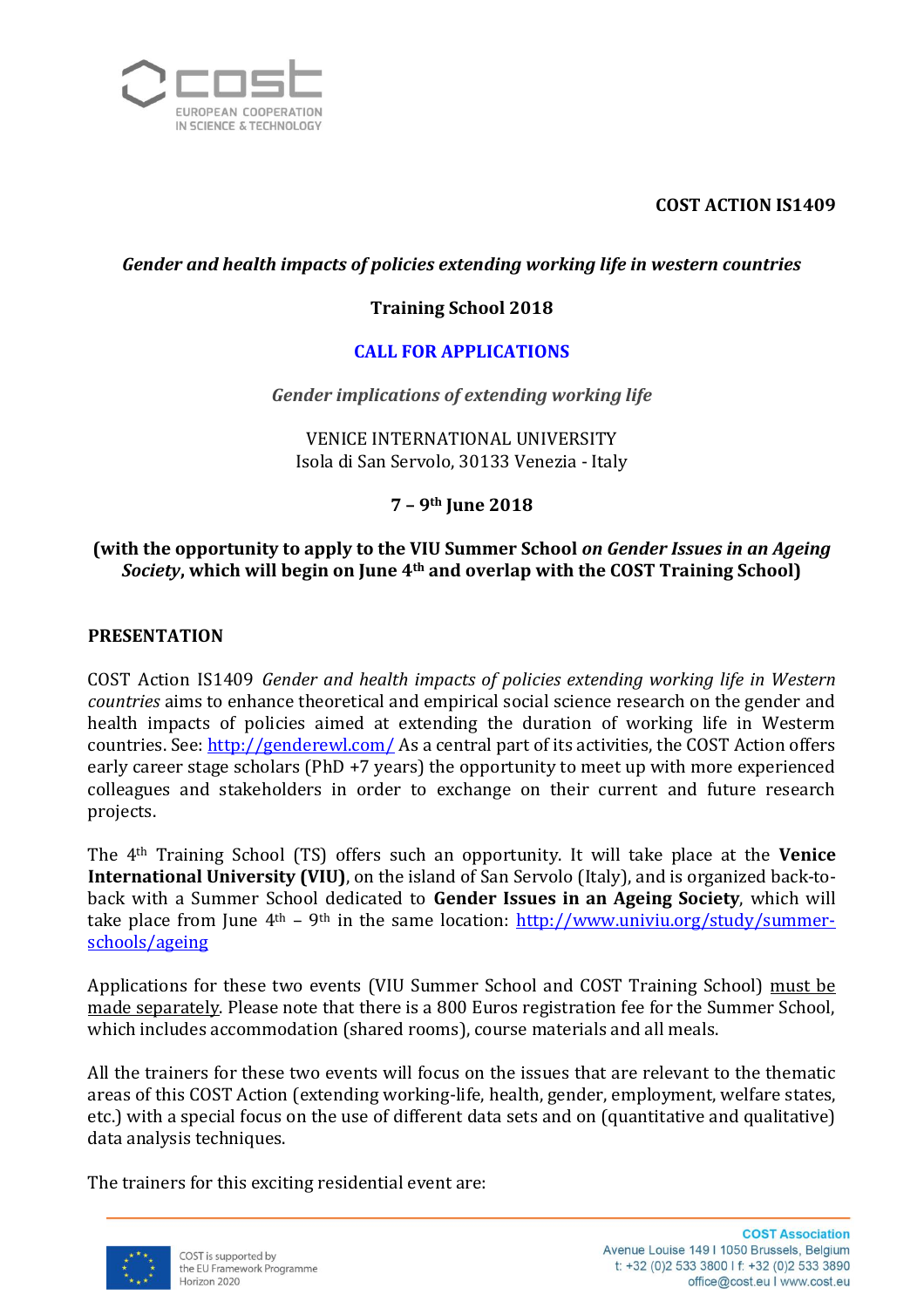**COST ACTION IS1409**

***Gender and health impacts of policies extending working life in western countries***

**Training School 2018**

**CALL FOR APPLICATIONS**

*Gender implications of extending working life*

VENICE INTERNATIONAL UNIVERSITY
Isola di San Servolo, 30133 Venezia - Italy

**7 – 9th June 2018**

**(with the opportunity to apply to the VIU Summer School *on Gender Issues in an Ageing Society*, which will begin on June 4th and overlap with the COST Training School)**

## PRESENTATION

COST Action IS1409 *Gender and health impacts of policies extending working life in Western countries* aims to enhance theoretical and empirical social science research on the gender and health impacts of policies aimed at extending the duration of working life in Westerm countries. See: http://genderewl.com/ As a central part of its activities, the COST Action offers early career stage scholars (PhD +7 years) the opportunity to meet up with more experienced colleagues and stakeholders in order to exchange on their current and future research projects.

The 4th Training School (TS) offers such an opportunity. It will take place at the **Venice International University (VIU)**, on the island of San Servolo (Italy), and is organized back-to-back with a Summer School dedicated to **Gender Issues in an Ageing Society**, which will take place from June 4th – 9th in the same location: http://www.univiu.org/study/summer-schools/ageing

Applications for these two events (VIU Summer School and COST Training School) must be made separately. Please note that there is a 800 Euros registration fee for the Summer School, which includes accommodation (shared rooms), course materials and all meals.

All the trainers for these two events will focus on the issues that are relevant to the thematic areas of this COST Action (extending working-life, health, gender, employment, welfare states, etc.) with a special focus on the use of different data sets and on (quantitative and qualitative) data analysis techniques.

The trainers for this exciting residential event are: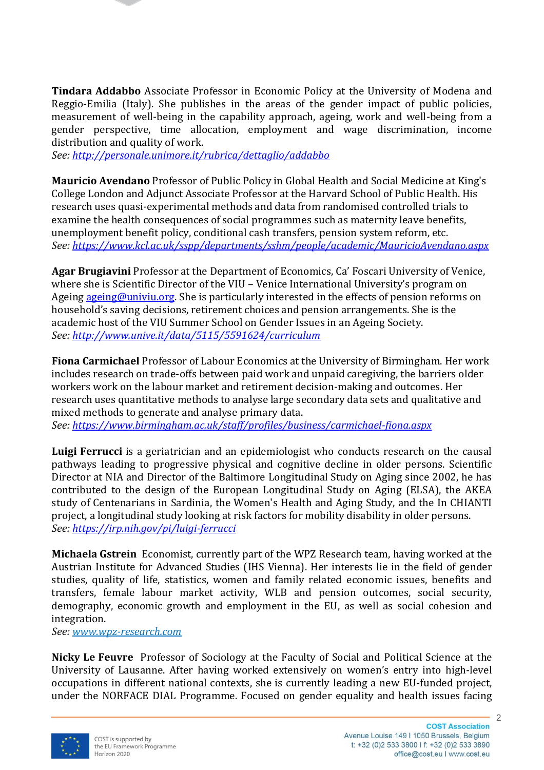**Tindara Addabbo** Associate Professor in Economic Policy at the University of Modena and Reggio-Emilia (Italy). She publishes in the areas of the gender impact of public policies, measurement of well-being in the capability approach, ageing, work and well-being from a gender perspective, time allocation, employment and wage discrimination, income distribution and quality of work.
*See: http://personale.unimore.it/rubrica/dettaglio/addabbo*

**Mauricio Avendano** Professor of Public Policy in Global Health and Social Medicine at King's College London and Adjunct Associate Professor at the Harvard School of Public Health. His research uses quasi-experimental methods and data from randomised controlled trials to examine the health consequences of social programmes such as maternity leave benefits, unemployment benefit policy, conditional cash transfers, pension system reform, etc.
*See: https://www.kcl.ac.uk/sspp/departments/sshm/people/academic/MauricioAvendano.aspx*

**Agar Brugiavini** Professor at the Department of Economics, Ca' Foscari University of Venice, where she is Scientific Director of the VIU – Venice International University's program on Ageing ageing@univiu.org. She is particularly interested in the effects of pension reforms on household's saving decisions, retirement choices and pension arrangements. She is the academic host of the VIU Summer School on Gender Issues in an Ageing Society.
*See: http://www.unive.it/data/5115/5591624/curriculum*

**Fiona Carmichael** Professor of Labour Economics at the University of Birmingham. Her work includes research on trade-offs between paid work and unpaid caregiving, the barriers older workers work on the labour market and retirement decision-making and outcomes. Her research uses quantitative methods to analyse large secondary data sets and qualitative and mixed methods to generate and analyse primary data.
*See: https://www.birmingham.ac.uk/staff/profiles/business/carmichael-fiona.aspx*

**Luigi Ferrucci** is a geriatrician and an epidemiologist who conducts research on the causal pathways leading to progressive physical and cognitive decline in older persons. Scientific Director at NIA and Director of the Baltimore Longitudinal Study on Aging since 2002, he has contributed to the design of the European Longitudinal Study on Aging (ELSA), the AKEA study of Centenarians in Sardinia, the Women's Health and Aging Study, and the In CHIANTI project, a longitudinal study looking at risk factors for mobility disability in older persons.
*See: https://irp.nih.gov/pi/luigi-ferrucci*

**Michaela Gstrein** Economist, currently part of the WPZ Research team, having worked at the Austrian Institute for Advanced Studies (IHS Vienna). Her interests lie in the field of gender studies, quality of life, statistics, women and family related economic issues, benefits and transfers, female labour market activity, WLB and pension outcomes, social security, demography, economic growth and employment in the EU, as well as social cohesion and integration.
*See: www.wpz-research.com*

**Nicky Le Feuvre** Professor of Sociology at the Faculty of Social and Political Science at the University of Lausanne. After having worked extensively on women's entry into high-level occupations in different national contexts, she is currently leading a new EU-funded project, under the NORFACE DIAL Programme. Focused on gender equality and health issues facing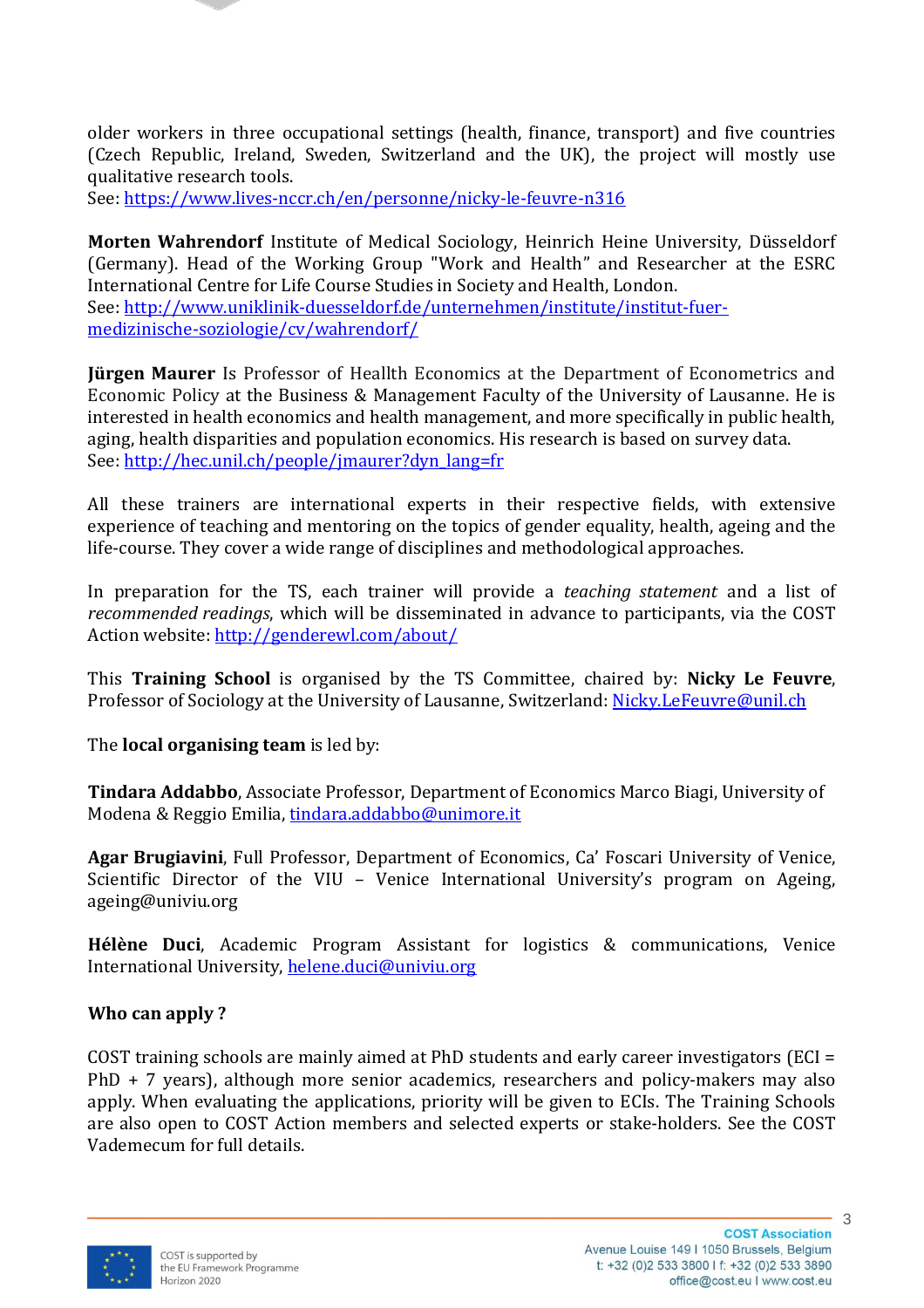older workers in three occupational settings (health, finance, transport) and five countries (Czech Republic, Ireland, Sweden, Switzerland and the UK), the project will mostly use qualitative research tools.
See: https://www.lives-nccr.ch/en/personne/nicky-le-feuvre-n316

**Morten Wahrendorf** Institute of Medical Sociology, Heinrich Heine University, Düsseldorf (Germany). Head of the Working Group "Work and Health" and Researcher at the ESRC International Centre for Life Course Studies in Society and Health, London.
See: http://www.uniklinik-duesseldorf.de/unternehmen/institute/institut-fuer-medizinische-soziologie/cv/wahrendorf/

**Jürgen Maurer** Is Professor of Heallth Economics at the Department of Econometrics and Economic Policy at the Business & Management Faculty of the University of Lausanne. He is interested in health economics and health management, and more specifically in public health, aging, health disparities and population economics. His research is based on survey data.
See: http://hec.unil.ch/people/jmaurer?dyn_lang=fr

All these trainers are international experts in their respective fields, with extensive experience of teaching and mentoring on the topics of gender equality, health, ageing and the life-course. They cover a wide range of disciplines and methodological approaches.

In preparation for the TS, each trainer will provide a *teaching statement* and a list of *recommended readings*, which will be disseminated in advance to participants, via the COST Action website: http://genderewl.com/about/

This **Training School** is organised by the TS Committee, chaired by: **Nicky Le Feuvre**, Professor of Sociology at the University of Lausanne, Switzerland: Nicky.LeFeuvre@unil.ch

The **local organising team** is led by:

**Tindara Addabbo**, Associate Professor, Department of Economics Marco Biagi, University of Modena & Reggio Emilia, tindara.addabbo@unimore.it

**Agar Brugiavini**, Full Professor, Department of Economics, Ca' Foscari University of Venice, Scientific Director of the VIU – Venice International University's program on Ageing, ageing@univiu.org

**Hélène Duci**, Academic Program Assistant for logistics & communications, Venice International University, helene.duci@univiu.org

### Who can apply ?

COST training schools are mainly aimed at PhD students and early career investigators (ECI = PhD + 7 years), although more senior academics, researchers and policy-makers may also apply. When evaluating the applications, priority will be given to ECIs. The Training Schools are also open to COST Action members and selected experts or stake-holders. See the COST Vademecum for full details.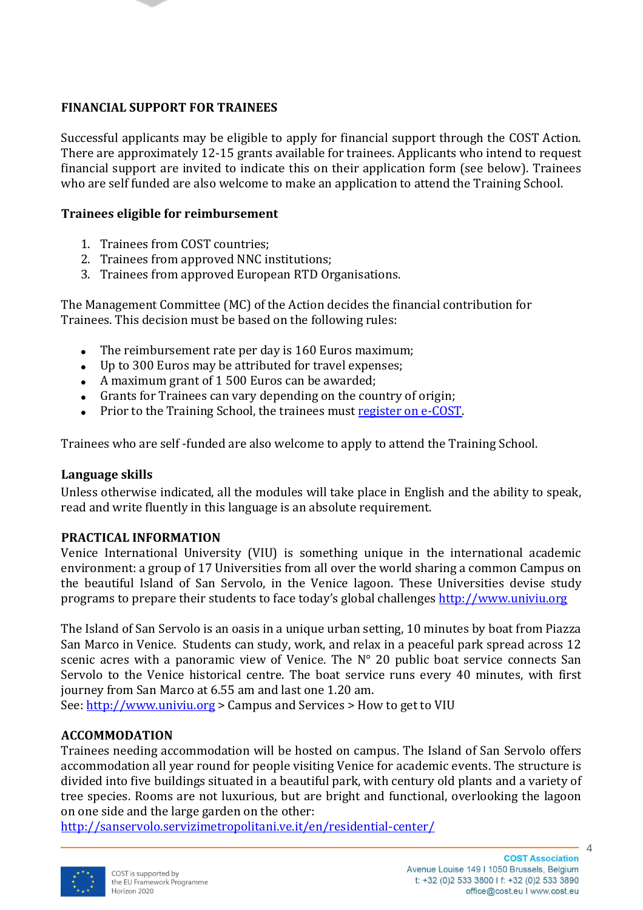## FINANCIAL SUPPORT FOR TRAINEES

Successful applicants may be eligible to apply for financial support through the COST Action. There are approximately 12-15 grants available for trainees. Applicants who intend to request financial support are invited to indicate this on their application form (see below). Trainees who are self funded are also welcome to make an application to attend the Training School.

### Trainees eligible for reimbursement

1. Trainees from COST countries;
2. Trainees from approved NNC institutions;
3. Trainees from approved European RTD Organisations.

The Management Committee (MC) of the Action decides the financial contribution for Trainees. This decision must be based on the following rules:

- The reimbursement rate per day is 160 Euros maximum;
- Up to 300 Euros may be attributed for travel expenses;
- A maximum grant of 1 500 Euros can be awarded;
- Grants for Trainees can vary depending on the country of origin;
- Prior to the Training School, the trainees must [register on e-COST](register on e-COST).

Trainees who are self -funded are also welcome to apply to attend the Training School.

### Language skills

Unless otherwise indicated, all the modules will take place in English and the ability to speak, read and write fluently in this language is an absolute requirement.

## PRACTICAL INFORMATION

Venice International University (VIU) is something unique in the international academic environment: a group of 17 Universities from all over the world sharing a common Campus on the beautiful Island of San Servolo, in the Venice lagoon. These Universities devise study programs to prepare their students to face today's global challenges http://www.univiu.org

The Island of San Servolo is an oasis in a unique urban setting, 10 minutes by boat from Piazza San Marco in Venice. Students can study, work, and relax in a peaceful park spread across 12 scenic acres with a panoramic view of Venice. The N° 20 public boat service connects San Servolo to the Venice historical centre. The boat service runs every 40 minutes, with first journey from San Marco at 6.55 am and last one 1.20 am.
See: http://www.univiu.org > Campus and Services > How to get to VIU

## ACCOMMODATION

Trainees needing accommodation will be hosted on campus. The Island of San Servolo offers accommodation all year round for people visiting Venice for academic events. The structure is divided into five buildings situated in a beautiful park, with century old plants and a variety of tree species. Rooms are not luxurious, but are bright and functional, overlooking the lagoon on one side and the large garden on the other:
http://sanservolo.servizimetropolitani.ve.it/en/residential-center/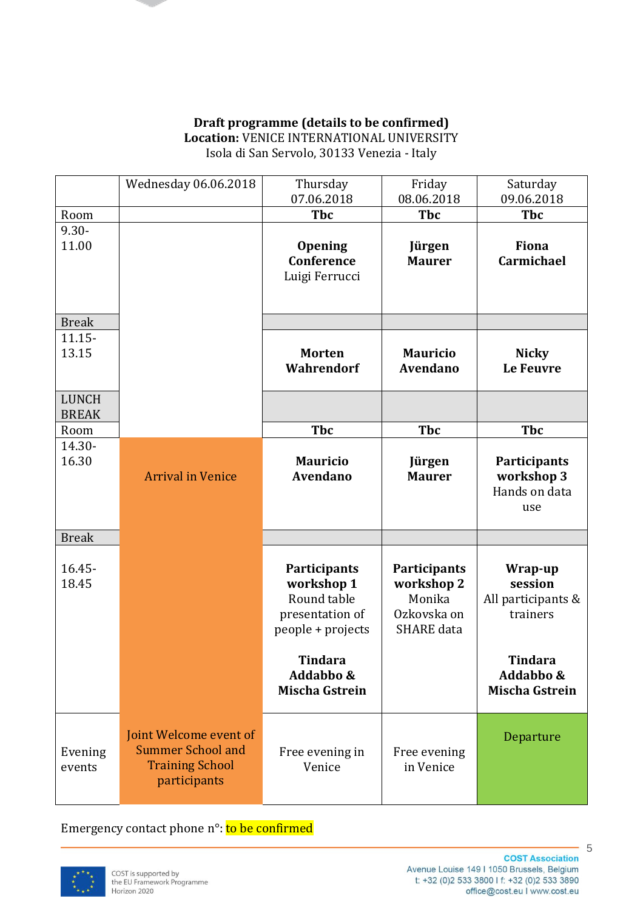**Draft programme (details to be confirmed)**
**Location:** VENICE INTERNATIONAL UNIVERSITY
Isola di San Servolo, 30133 Venezia - Italy

| | Wednesday 06.06.2018 | Thursday 07.06.2018 | Friday 08.06.2018 | Saturday 09.06.2018 |
|---|---|---|---|---|
| Room | | **Tbc** | **Tbc** | **Tbc** |
| 9.30-11.00 | | **Opening Conference** Luigi Ferrucci | **Jürgen Maurer** | **Fiona Carmichael** |
| Break | | | | |
| 11.15-13.15 | | **Morten Wahrendorf** | **Mauricio Avendano** | **Nicky Le Feuvre** |
| LUNCH BREAK | | | | |
| Room | | **Tbc** | **Tbc** | **Tbc** |
| 14.30-16.30 | Arrival in Venice | **Mauricio Avendano** | **Jürgen Maurer** | **Participants workshop 3** Hands on data use |
| Break | | | | |
| 16.45-18.45 | | **Participants workshop 1** Round table presentation of people + projects **Tindara Addabbo & Mischa Gstrein** | **Participants workshop 2** Monika Ozkovska on SHARE data | **Wrap-up session** All participants & trainers **Tindara Addabbo & Mischa Gstrein** |
| Evening events | Joint Welcome event of Summer School and Training School participants | Free evening in Venice | Free evening in Venice | Departure |

Emergency contact phone n°: to be confirmed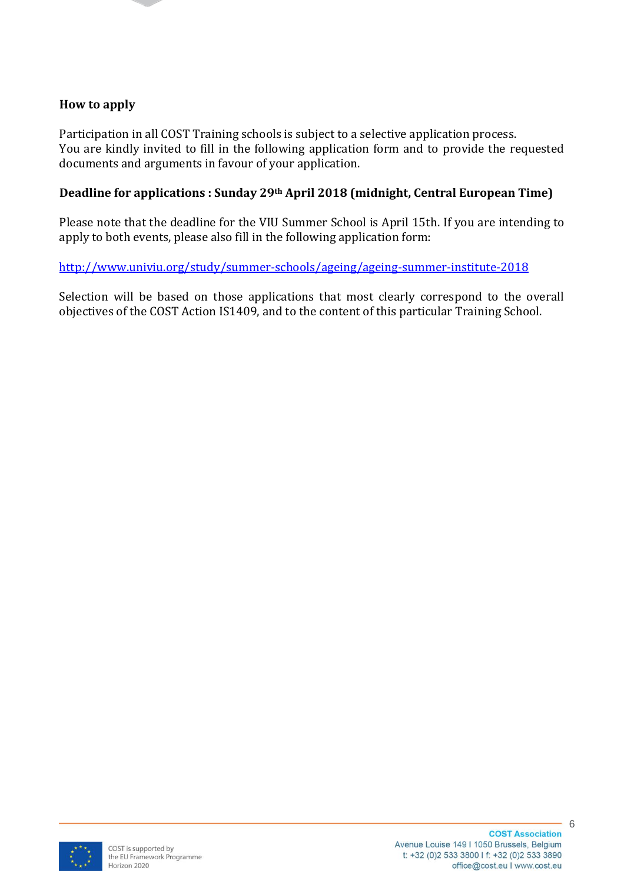**How to apply**

Participation in all COST Training schools is subject to a selective application process.
You are kindly invited to fill in the following application form and to provide the requested documents and arguments in favour of your application.

**Deadline for applications : Sunday 29th April 2018 (midnight, Central European Time)**

Please note that the deadline for the VIU Summer School is April 15th. If you are intending to apply to both events, please also fill in the following application form:

[http://www.univiu.org/study/summer-schools/ageing/ageing-summer-institute-2018](http://www.univiu.org/study/summer-schools/ageing/ageing-summer-institute-2018)

Selection will be based on those applications that most clearly correspond to the overall objectives of the COST Action IS1409, and to the content of this particular Training School.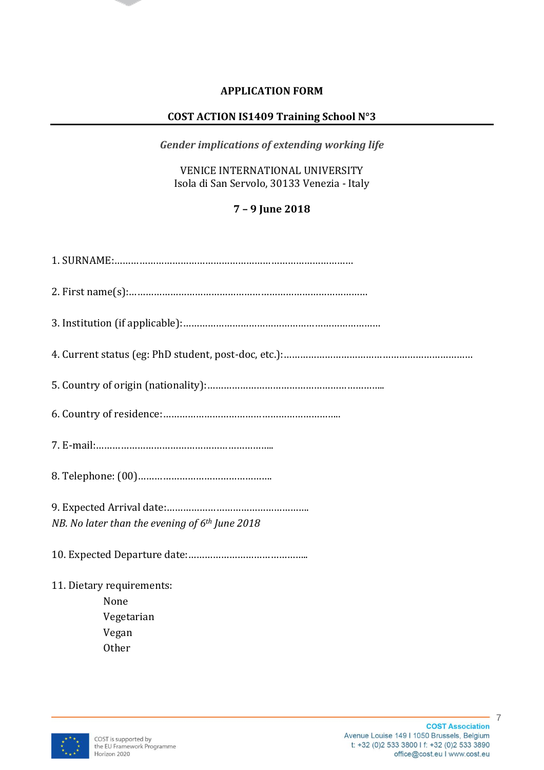**APPLICATION FORM**

**COST ACTION IS1409 Training School N°3**

---

*Gender implications of extending working life*

VENICE INTERNATIONAL UNIVERSITY
Isola di San Servolo, 30133 Venezia - Italy

**7 – 9 June 2018**

1. SURNAME:…………………………………………………………………………

2. First name(s):……………………………………………………………………

3. Institution (if applicable):……………………………………………………

4. Current status (eg: PhD student, post-doc, etc.):………………………………………………………

5. Country of origin (nationality):……………………………………………………..

6. Country of residence:……………………………………………………..

7. E-mail:……………………………………………………..

8. Telephone: (00)…………………………………………..

9. Expected Arrival date:……………………………………………..
*NB. No later than the evening of 6th June 2018*

10. Expected Departure date:……………………………………..

11. Dietary requirements:
    - None
    - Vegetarian
    - Vegan
    - Other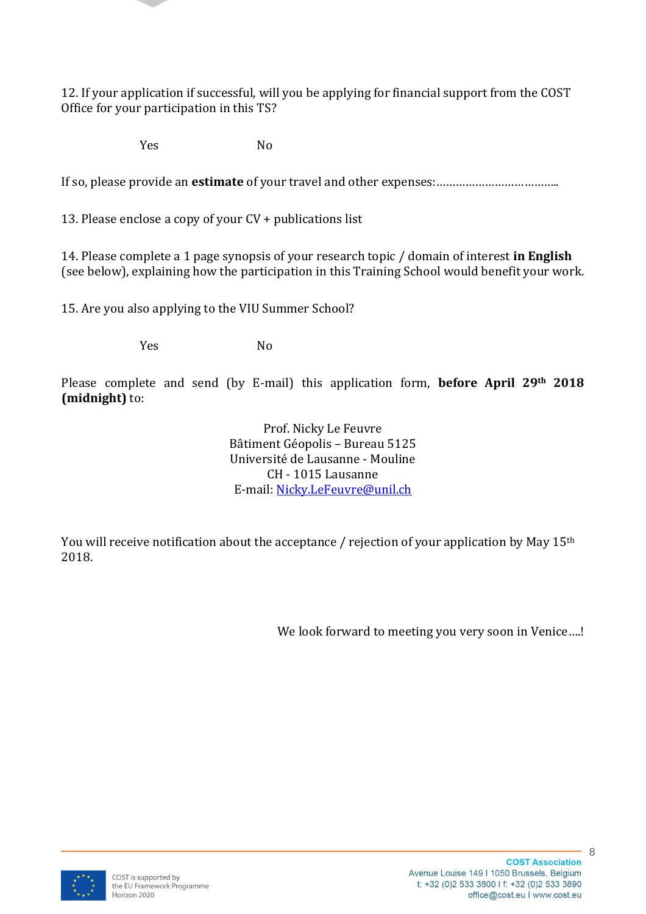12. If your application if successful, will you be applying for financial support from the COST Office for your participation in this TS?

Yes                    No

If so, please provide an **estimate** of your travel and other expenses:………………………………..

13. Please enclose a copy of your CV + publications list

14. Please complete a 1 page synopsis of your research topic / domain of interest **in English** (see below), explaining how the participation in this Training School would benefit your work.

15. Are you also applying to the VIU Summer School?

Yes                    No

Please complete and send (by E-mail) this application form, **before April 29th 2018 (midnight)** to:

Prof. Nicky Le Feuvre  
Bâtiment Géopolis – Bureau 5125  
Université de Lausanne - Mouline  
CH - 1015 Lausanne  
E-mail: Nicky.LeFeuvre@unil.ch

You will receive notification about the acceptance / rejection of your application by May 15th 2018.

We look forward to meeting you very soon in Venice….!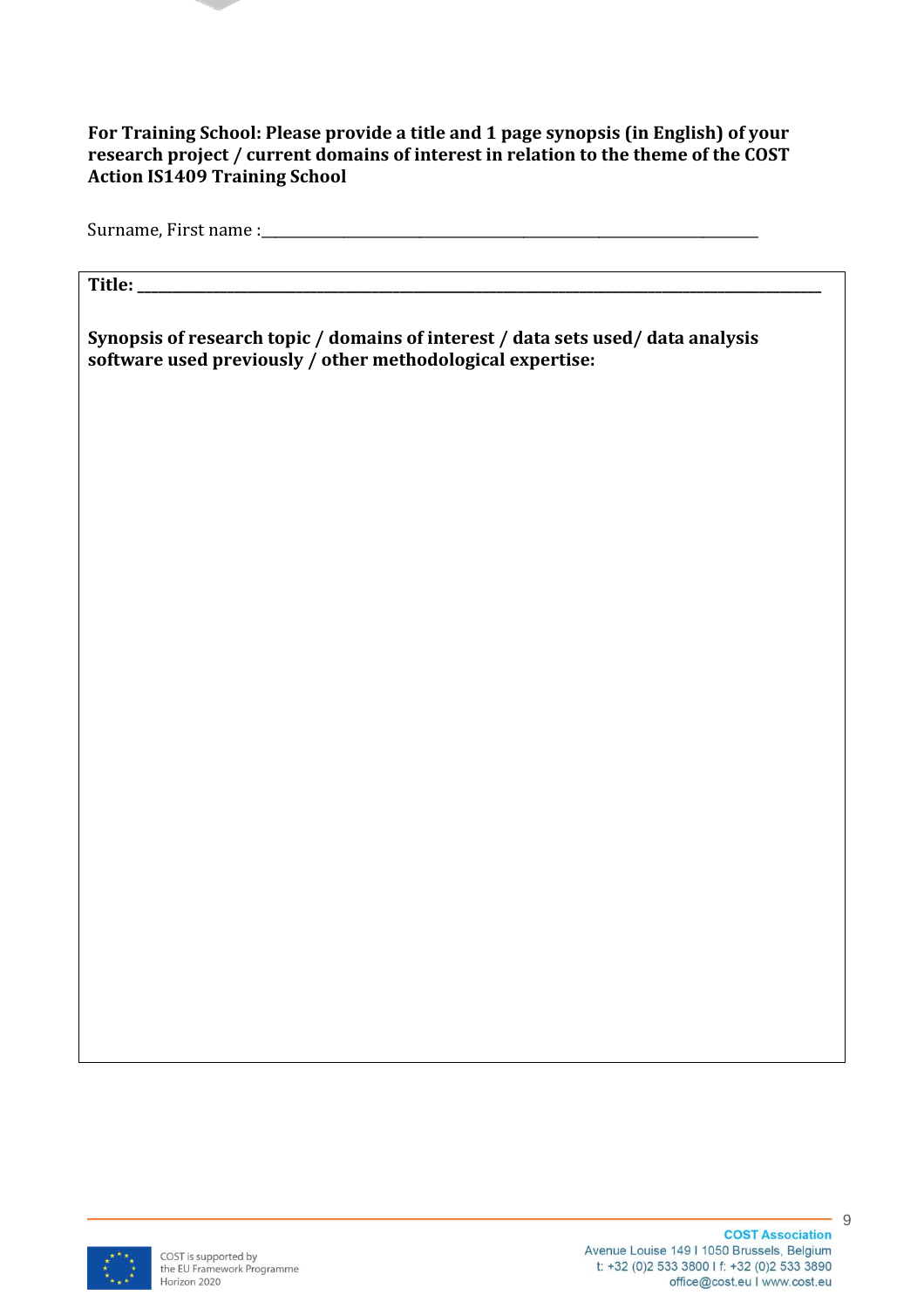**For Training School: Please provide a title and 1 page synopsis (in English) of your research project / current domains of interest in relation to the theme of the COST Action IS1409 Training School**

Surname, First name :_______________________________________________________________

**Title: _______________________________________________________________________________**

**Synopsis of research topic / domains of interest / data sets used/ data analysis software used previously / other methodological expertise:**

COST is supported by the EU Framework Programme Horizon 2020

**COST Association**
Avenue Louise 149 I 1050 Brussels, Belgium
t: +32 (0)2 533 3800 I f: +32 (0)2 533 3890
office@cost.eu I www.cost.eu